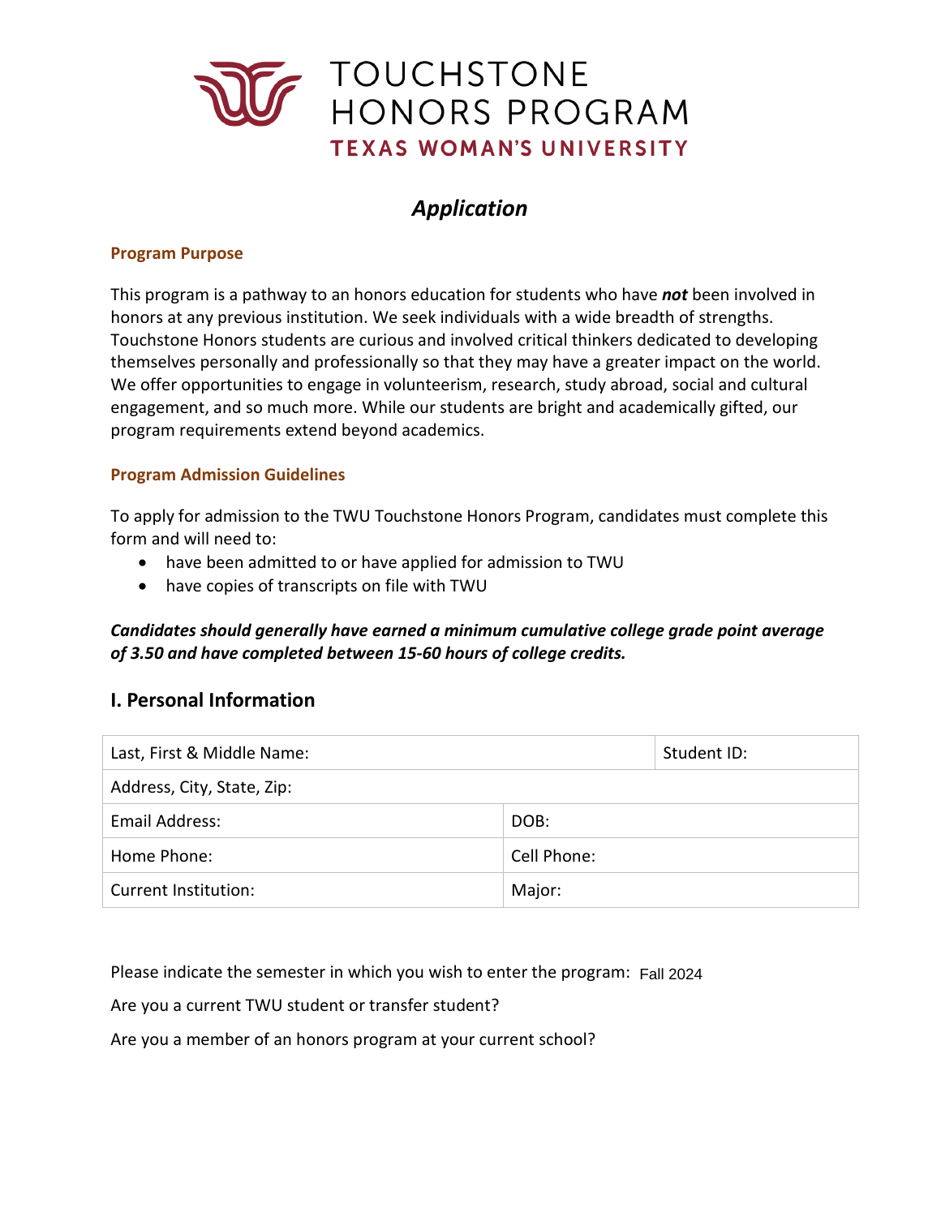# TOUCHSTONE HONORS PROGRAM
## TEXAS WOMAN'S UNIVERSITY

## *Application*

### Program Purpose

This program is a pathway to an honors education for students who have ***not*** been involved in honors at any previous institution. We seek individuals with a wide breadth of strengths. Touchstone Honors students are curious and involved critical thinkers dedicated to developing themselves personally and professionally so that they may have a greater impact on the world. We offer opportunities to engage in volunteerism, research, study abroad, social and cultural engagement, and so much more. While our students are bright and academically gifted, our program requirements extend beyond academics.

### Program Admission Guidelines

To apply for admission to the TWU Touchstone Honors Program, candidates must complete this form and will need to:

- have been admitted to or have applied for admission to TWU
- have copies of transcripts on file with TWU

***Candidates should generally have earned a minimum cumulative college grade point average of 3.50 and have completed between 15-60 hours of college credits.***

## I. Personal Information

| Last, First & Middle Name: | | Student ID: |
|---|---|---|
| Address, City, State, Zip: | | |
| Email Address: | DOB: | |
| Home Phone: | Cell Phone: | |
| Current Institution: | Major: | |

Please indicate the semester in which you wish to enter the program: Fall 2024

Are you a current TWU student or transfer student?

Are you a member of an honors program at your current school?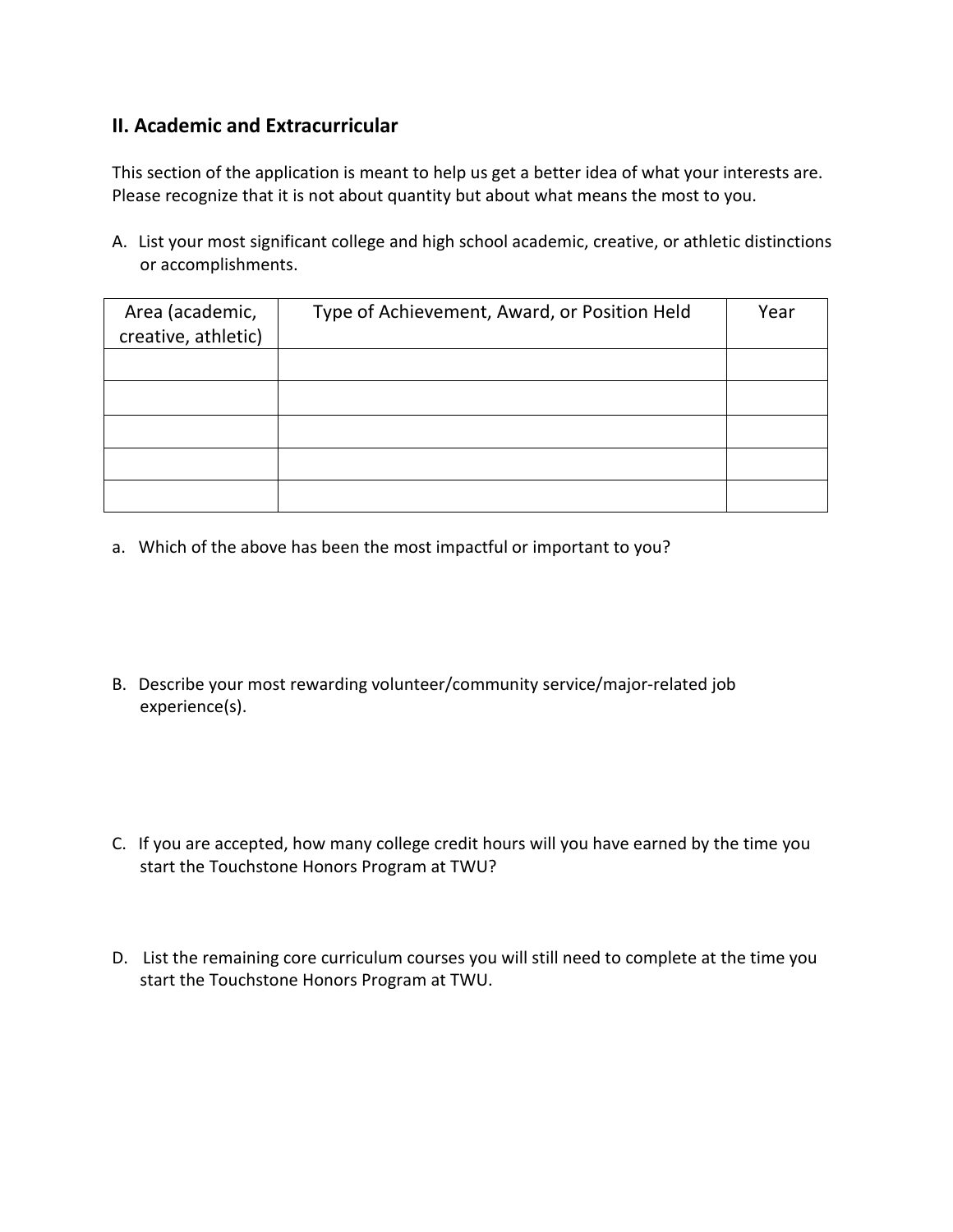## II. Academic and Extracurricular

This section of the application is meant to help us get a better idea of what your interests are. Please recognize that it is not about quantity but about what means the most to you.

A. List your most significant college and high school academic, creative, or athletic distinctions or accomplishments.

| Area (academic, creative, athletic) | Type of Achievement, Award, or Position Held | Year |
| --- | --- | --- |
| | | |
| | | |
| | | |
| | | |
| | | |

a. Which of the above has been the most impactful or important to you?

B. Describe your most rewarding volunteer/community service/major-related job experience(s).

C. If you are accepted, how many college credit hours will you have earned by the time you start the Touchstone Honors Program at TWU?

D. List the remaining core curriculum courses you will still need to complete at the time you start the Touchstone Honors Program at TWU.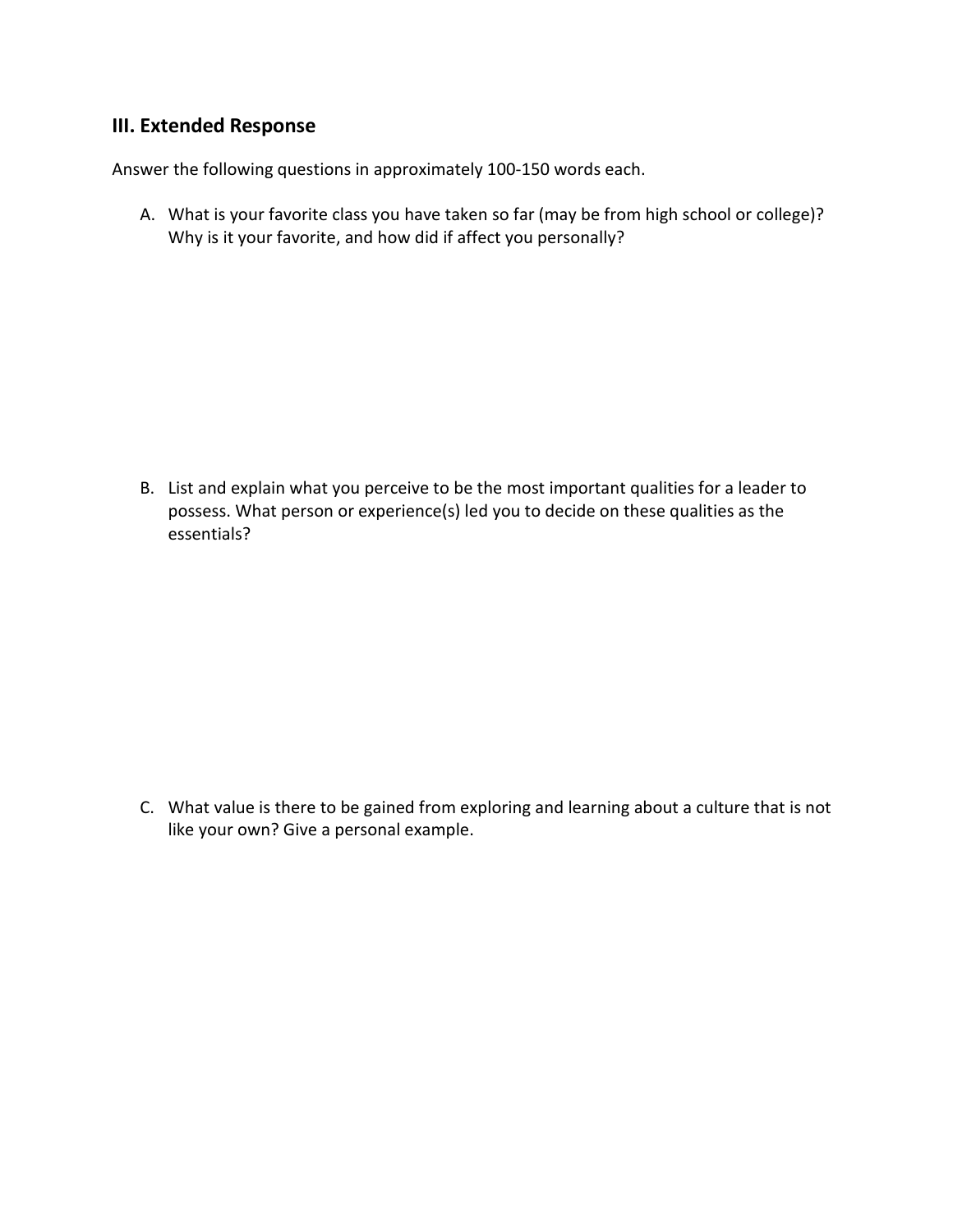## III. Extended Response

Answer the following questions in approximately 100-150 words each.

A. What is your favorite class you have taken so far (may be from high school or college)? Why is it your favorite, and how did if affect you personally?

B. List and explain what you perceive to be the most important qualities for a leader to possess. What person or experience(s) led you to decide on these qualities as the essentials?

C. What value is there to be gained from exploring and learning about a culture that is not like your own? Give a personal example.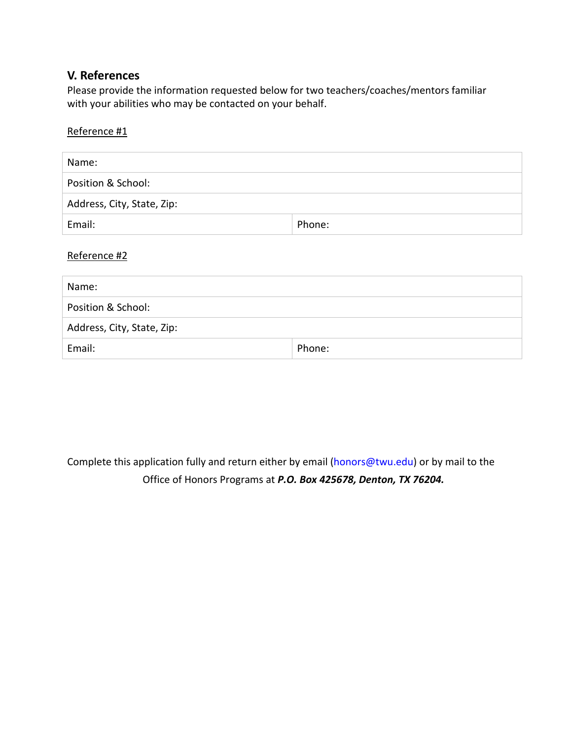## V. References

Please provide the information requested below for two teachers/coaches/mentors familiar with your abilities who may be contacted on your behalf.

Reference #1

| | |
|---|---|
| Name: | |
| Position & School: | |
| Address, City, State, Zip: | |
| Email: | Phone: |

Reference #2

| | |
|---|---|
| Name: | |
| Position & School: | |
| Address, City, State, Zip: | |
| Email: | Phone: |

Complete this application fully and return either by email (honors@twu.edu) or by mail to the Office of Honors Programs at ***P.O. Box 425678, Denton, TX 76204.***